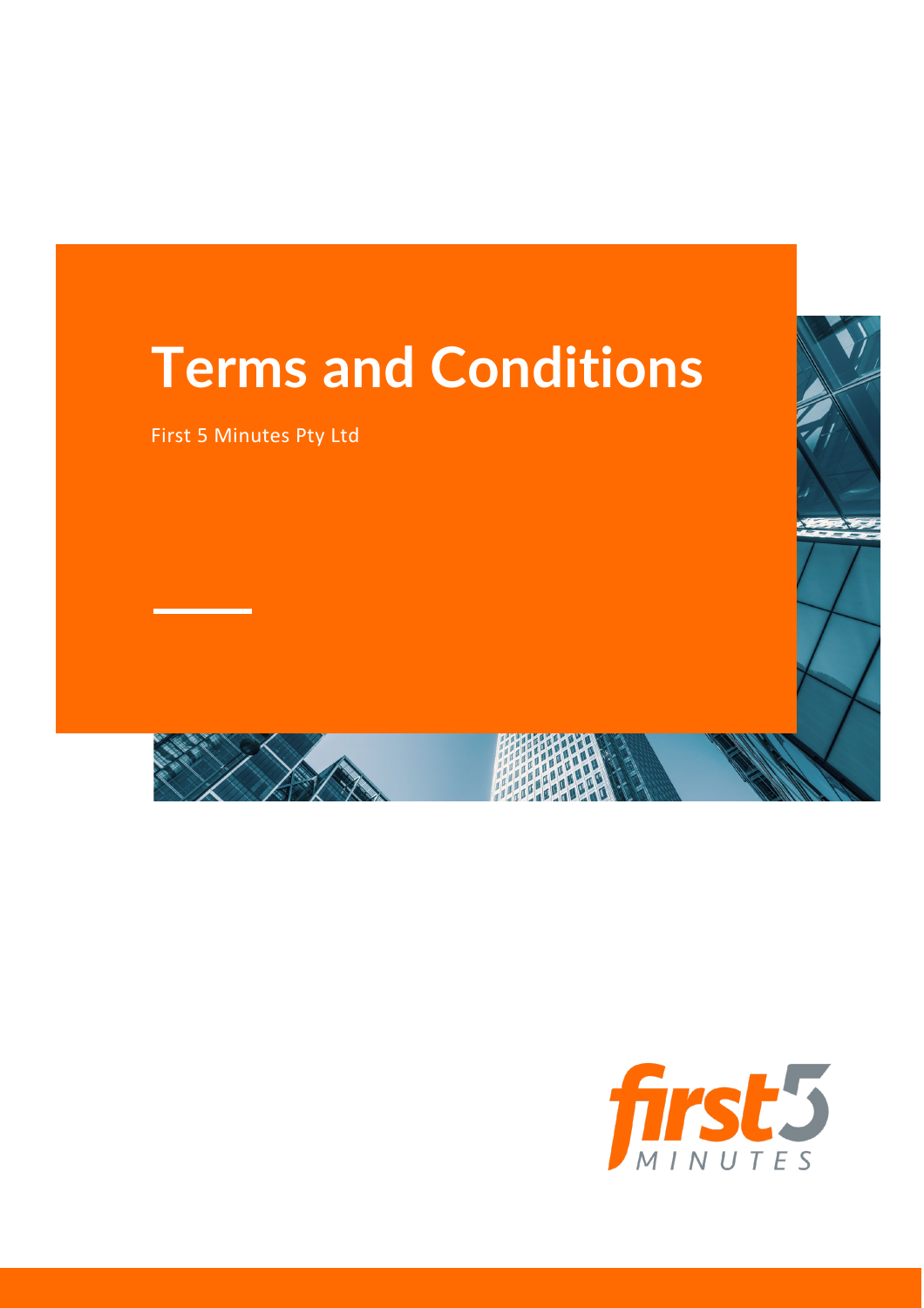# Terms and Conditions

First 5 Minutes Pty Ltd

first5 MINUTES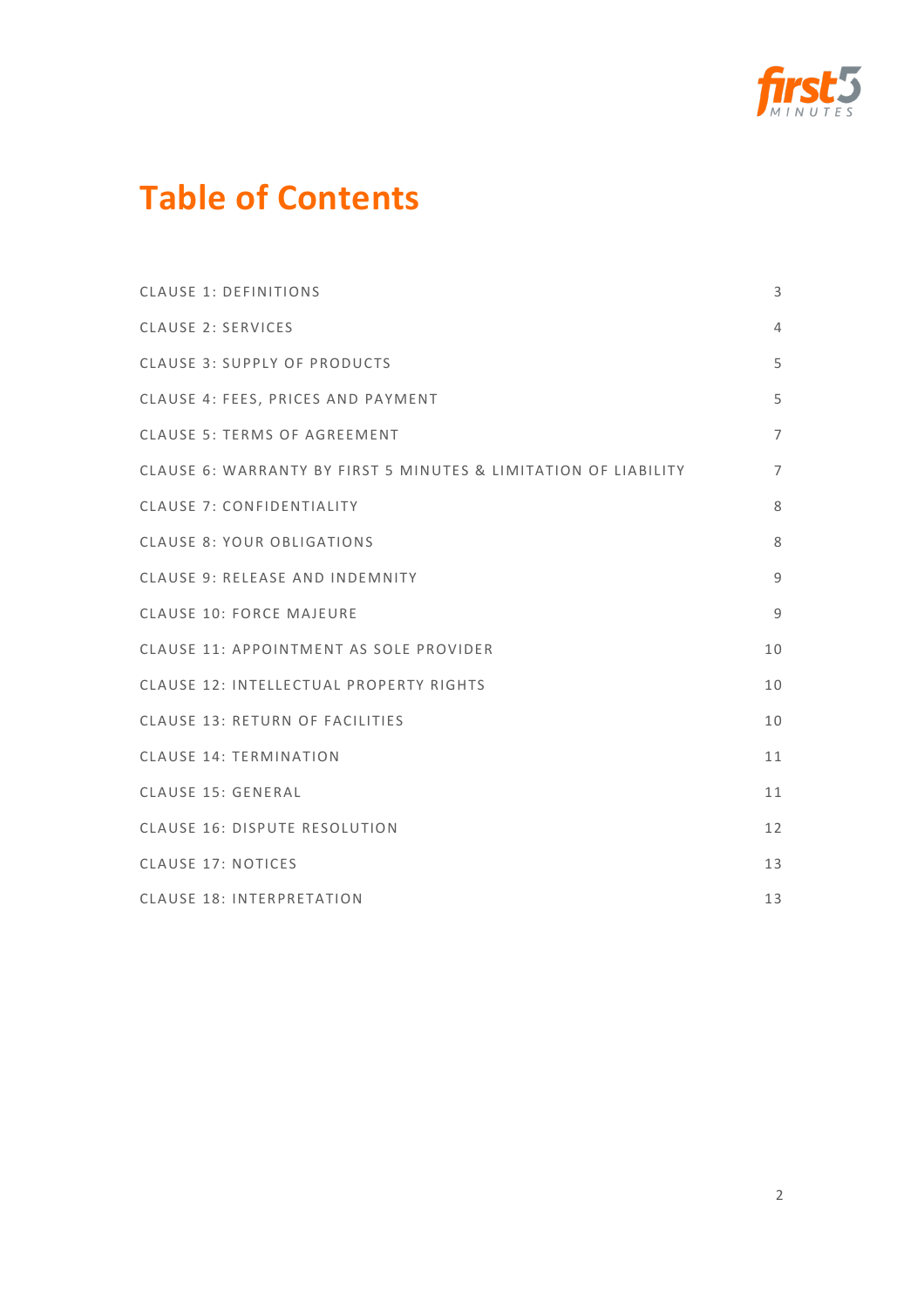# Table of Contents

| | |
|---|---|
| CLAUSE 1: DEFINITIONS | 3 |
| CLAUSE 2: SERVICES | 4 |
| CLAUSE 3: SUPPLY OF PRODUCTS | 5 |
| CLAUSE 4: FEES, PRICES AND PAYMENT | 5 |
| CLAUSE 5: TERMS OF AGREEMENT | 7 |
| CLAUSE 6: WARRANTY BY FIRST 5 MINUTES & LIMITATION OF LIABILITY | 7 |
| CLAUSE 7: CONFIDENTIALITY | 8 |
| CLAUSE 8: YOUR OBLIGATIONS | 8 |
| CLAUSE 9: RELEASE AND INDEMNITY | 9 |
| CLAUSE 10: FORCE MAJEURE | 9 |
| CLAUSE 11: APPOINTMENT AS SOLE PROVIDER | 10 |
| CLAUSE 12: INTELLECTUAL PROPERTY RIGHTS | 10 |
| CLAUSE 13: RETURN OF FACILITIES | 10 |
| CLAUSE 14: TERMINATION | 11 |
| CLAUSE 15: GENERAL | 11 |
| CLAUSE 16: DISPUTE RESOLUTION | 12 |
| CLAUSE 17: NOTICES | 13 |
| CLAUSE 18: INTERPRETATION | 13 |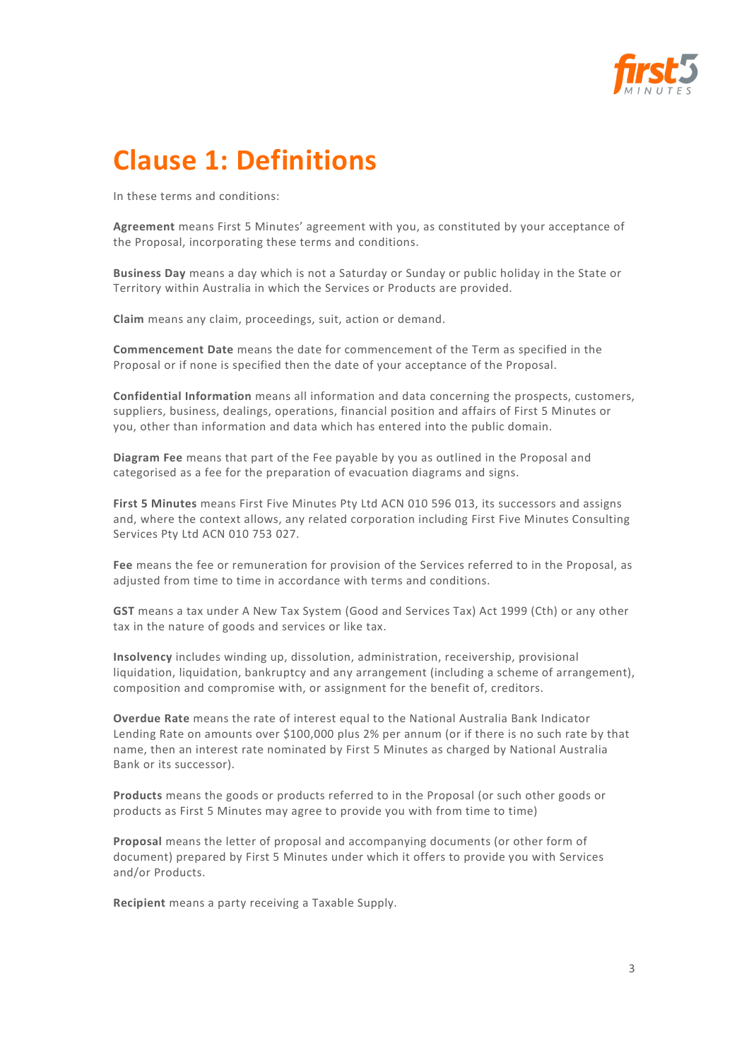# Clause 1: Definitions

In these terms and conditions:

**Agreement** means First 5 Minutes' agreement with you, as constituted by your acceptance of the Proposal, incorporating these terms and conditions.

**Business Day** means a day which is not a Saturday or Sunday or public holiday in the State or Territory within Australia in which the Services or Products are provided.

**Claim** means any claim, proceedings, suit, action or demand.

**Commencement Date** means the date for commencement of the Term as specified in the Proposal or if none is specified then the date of your acceptance of the Proposal.

**Confidential Information** means all information and data concerning the prospects, customers, suppliers, business, dealings, operations, financial position and affairs of First 5 Minutes or you, other than information and data which has entered into the public domain.

**Diagram Fee** means that part of the Fee payable by you as outlined in the Proposal and categorised as a fee for the preparation of evacuation diagrams and signs.

**First 5 Minutes** means First Five Minutes Pty Ltd ACN 010 596 013, its successors and assigns and, where the context allows, any related corporation including First Five Minutes Consulting Services Pty Ltd ACN 010 753 027.

**Fee** means the fee or remuneration for provision of the Services referred to in the Proposal, as adjusted from time to time in accordance with terms and conditions.

**GST** means a tax under A New Tax System (Good and Services Tax) Act 1999 (Cth) or any other tax in the nature of goods and services or like tax.

**Insolvency** includes winding up, dissolution, administration, receivership, provisional liquidation, liquidation, bankruptcy and any arrangement (including a scheme of arrangement), composition and compromise with, or assignment for the benefit of, creditors.

**Overdue Rate** means the rate of interest equal to the National Australia Bank Indicator Lending Rate on amounts over $100,000 plus 2% per annum (or if there is no such rate by that name, then an interest rate nominated by First 5 Minutes as charged by National Australia Bank or its successor).

**Products** means the goods or products referred to in the Proposal (or such other goods or products as First 5 Minutes may agree to provide you with from time to time)

**Proposal** means the letter of proposal and accompanying documents (or other form of document) prepared by First 5 Minutes under which it offers to provide you with Services and/or Products.

**Recipient** means a party receiving a Taxable Supply.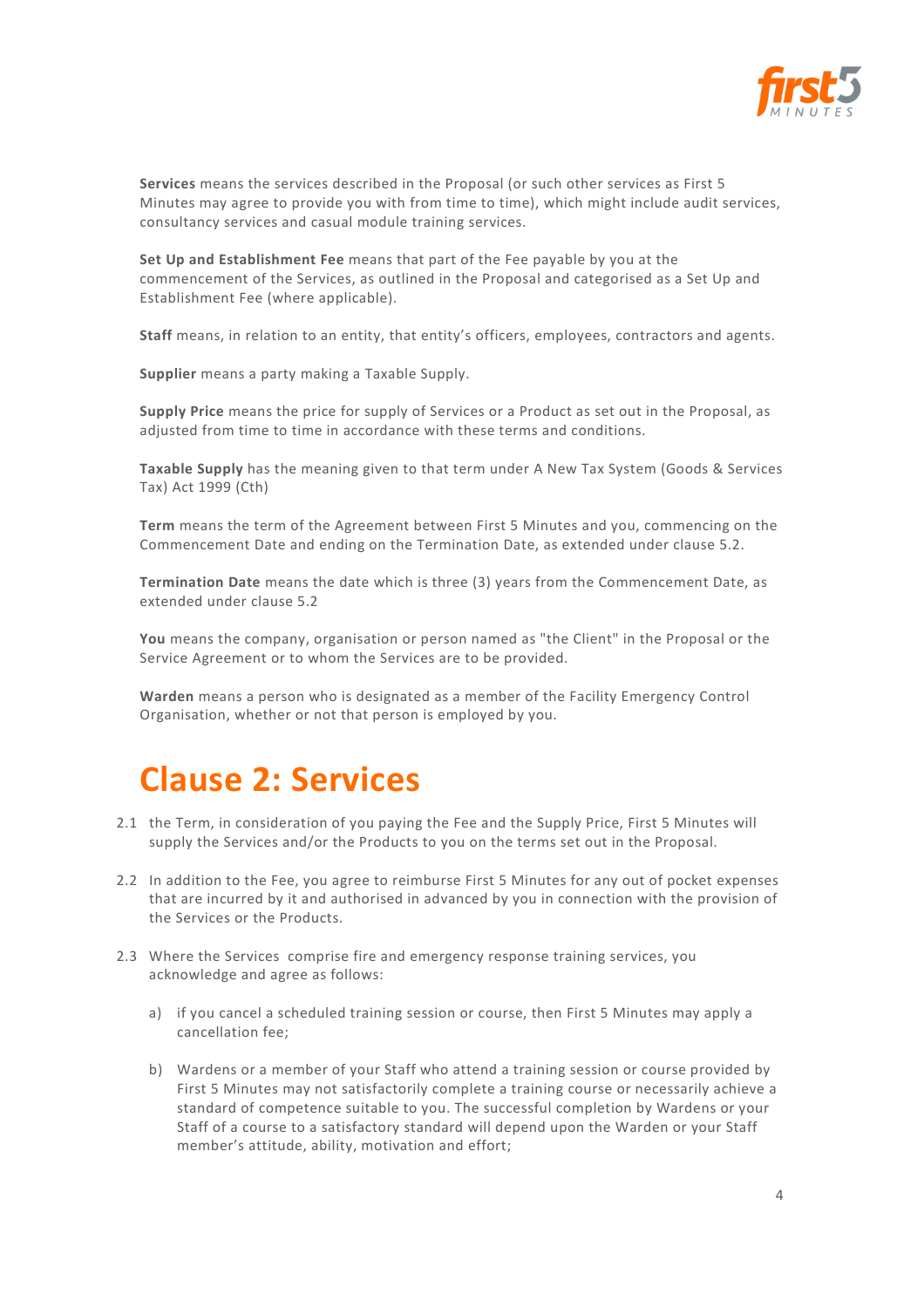**Services** means the services described in the Proposal (or such other services as First 5 Minutes may agree to provide you with from time to time), which might include audit services, consultancy services and casual module training services.

**Set Up and Establishment Fee** means that part of the Fee payable by you at the commencement of the Services, as outlined in the Proposal and categorised as a Set Up and Establishment Fee (where applicable).

**Staff** means, in relation to an entity, that entity's officers, employees, contractors and agents.

**Supplier** means a party making a Taxable Supply.

**Supply Price** means the price for supply of Services or a Product as set out in the Proposal, as adjusted from time to time in accordance with these terms and conditions.

**Taxable Supply** has the meaning given to that term under A New Tax System (Goods & Services Tax) Act 1999 (Cth)

**Term** means the term of the Agreement between First 5 Minutes and you, commencing on the Commencement Date and ending on the Termination Date, as extended under clause 5.2.

**Termination Date** means the date which is three (3) years from the Commencement Date, as extended under clause 5.2

**You** means the company, organisation or person named as "the Client" in the Proposal or the Service Agreement or to whom the Services are to be provided.

**Warden** means a person who is designated as a member of the Facility Emergency Control Organisation, whether or not that person is employed by you.

# Clause 2: Services

2.1 the Term, in consideration of you paying the Fee and the Supply Price, First 5 Minutes will supply the Services and/or the Products to you on the terms set out in the Proposal.

2.2 In addition to the Fee, you agree to reimburse First 5 Minutes for any out of pocket expenses that are incurred by it and authorised in advanced by you in connection with the provision of the Services or the Products.

2.3 Where the Services comprise fire and emergency response training services, you acknowledge and agree as follows:

a) if you cancel a scheduled training session or course, then First 5 Minutes may apply a cancellation fee;

b) Wardens or a member of your Staff who attend a training session or course provided by First 5 Minutes may not satisfactorily complete a training course or necessarily achieve a standard of competence suitable to you. The successful completion by Wardens or your Staff of a course to a satisfactory standard will depend upon the Warden or your Staff member's attitude, ability, motivation and effort;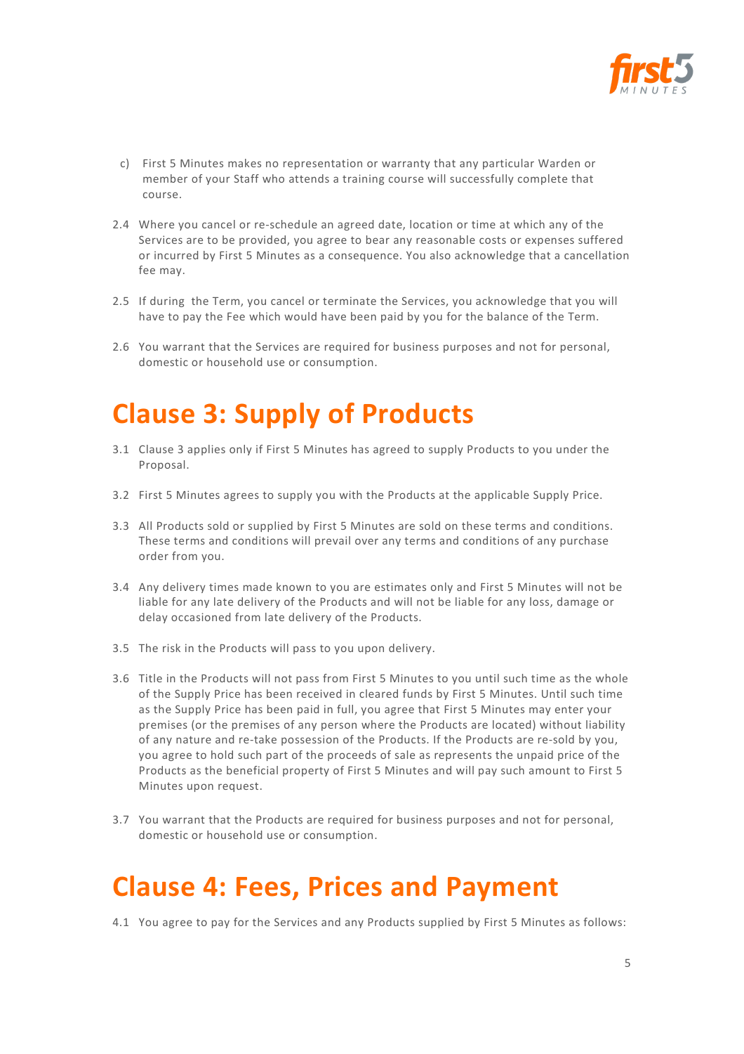c) First 5 Minutes makes no representation or warranty that any particular Warden or member of your Staff who attends a training course will successfully complete that course.

2.4 Where you cancel or re-schedule an agreed date, location or time at which any of the Services are to be provided, you agree to bear any reasonable costs or expenses suffered or incurred by First 5 Minutes as a consequence. You also acknowledge that a cancellation fee may.

2.5 If during the Term, you cancel or terminate the Services, you acknowledge that you will have to pay the Fee which would have been paid by you for the balance of the Term.

2.6 You warrant that the Services are required for business purposes and not for personal, domestic or household use or consumption.

# Clause 3: Supply of Products

3.1 Clause 3 applies only if First 5 Minutes has agreed to supply Products to you under the Proposal.

3.2 First 5 Minutes agrees to supply you with the Products at the applicable Supply Price.

3.3 All Products sold or supplied by First 5 Minutes are sold on these terms and conditions. These terms and conditions will prevail over any terms and conditions of any purchase order from you.

3.4 Any delivery times made known to you are estimates only and First 5 Minutes will not be liable for any late delivery of the Products and will not be liable for any loss, damage or delay occasioned from late delivery of the Products.

3.5 The risk in the Products will pass to you upon delivery.

3.6 Title in the Products will not pass from First 5 Minutes to you until such time as the whole of the Supply Price has been received in cleared funds by First 5 Minutes. Until such time as the Supply Price has been paid in full, you agree that First 5 Minutes may enter your premises (or the premises of any person where the Products are located) without liability of any nature and re-take possession of the Products. If the Products are re-sold by you, you agree to hold such part of the proceeds of sale as represents the unpaid price of the Products as the beneficial property of First 5 Minutes and will pay such amount to First 5 Minutes upon request.

3.7 You warrant that the Products are required for business purposes and not for personal, domestic or household use or consumption.

# Clause 4: Fees, Prices and Payment

4.1 You agree to pay for the Services and any Products supplied by First 5 Minutes as follows: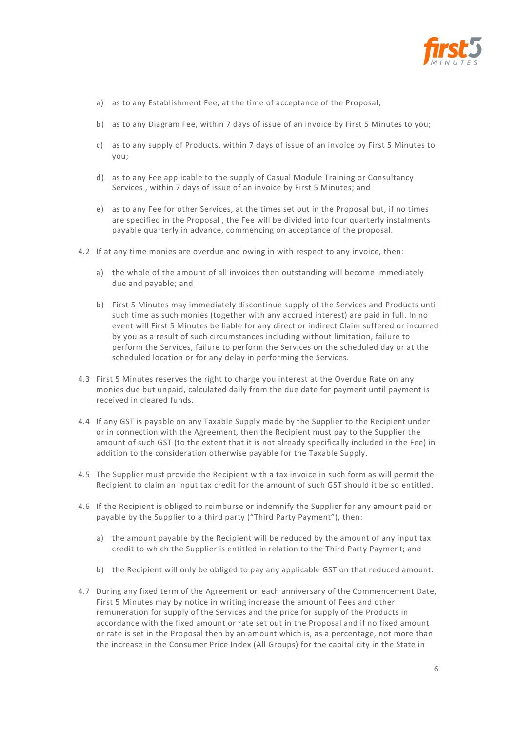a) as to any Establishment Fee, at the time of acceptance of the Proposal;

b) as to any Diagram Fee, within 7 days of issue of an invoice by First 5 Minutes to you;

c) as to any supply of Products, within 7 days of issue of an invoice by First 5 Minutes to you;

d) as to any Fee applicable to the supply of Casual Module Training or Consultancy Services , within 7 days of issue of an invoice by First 5 Minutes; and

e) as to any Fee for other Services, at the times set out in the Proposal but, if no times are specified in the Proposal , the Fee will be divided into four quarterly instalments payable quarterly in advance, commencing on acceptance of the proposal.

4.2 If at any time monies are overdue and owing in with respect to any invoice, then:

a) the whole of the amount of all invoices then outstanding will become immediately due and payable; and

b) First 5 Minutes may immediately discontinue supply of the Services and Products until such time as such monies (together with any accrued interest) are paid in full. In no event will First 5 Minutes be liable for any direct or indirect Claim suffered or incurred by you as a result of such circumstances including without limitation, failure to perform the Services, failure to perform the Services on the scheduled day or at the scheduled location or for any delay in performing the Services.

4.3 First 5 Minutes reserves the right to charge you interest at the Overdue Rate on any monies due but unpaid, calculated daily from the due date for payment until payment is received in cleared funds.

4.4 If any GST is payable on any Taxable Supply made by the Supplier to the Recipient under or in connection with the Agreement, then the Recipient must pay to the Supplier the amount of such GST (to the extent that it is not already specifically included in the Fee) in addition to the consideration otherwise payable for the Taxable Supply.

4.5 The Supplier must provide the Recipient with a tax invoice in such form as will permit the Recipient to claim an input tax credit for the amount of such GST should it be so entitled.

4.6 If the Recipient is obliged to reimburse or indemnify the Supplier for any amount paid or payable by the Supplier to a third party ("Third Party Payment"), then:

a) the amount payable by the Recipient will be reduced by the amount of any input tax credit to which the Supplier is entitled in relation to the Third Party Payment; and

b) the Recipient will only be obliged to pay any applicable GST on that reduced amount.

4.7 During any fixed term of the Agreement on each anniversary of the Commencement Date, First 5 Minutes may by notice in writing increase the amount of Fees and other remuneration for supply of the Services and the price for supply of the Products in accordance with the fixed amount or rate set out in the Proposal and if no fixed amount or rate is set in the Proposal then by an amount which is, as a percentage, not more than the increase in the Consumer Price Index (All Groups) for the capital city in the State in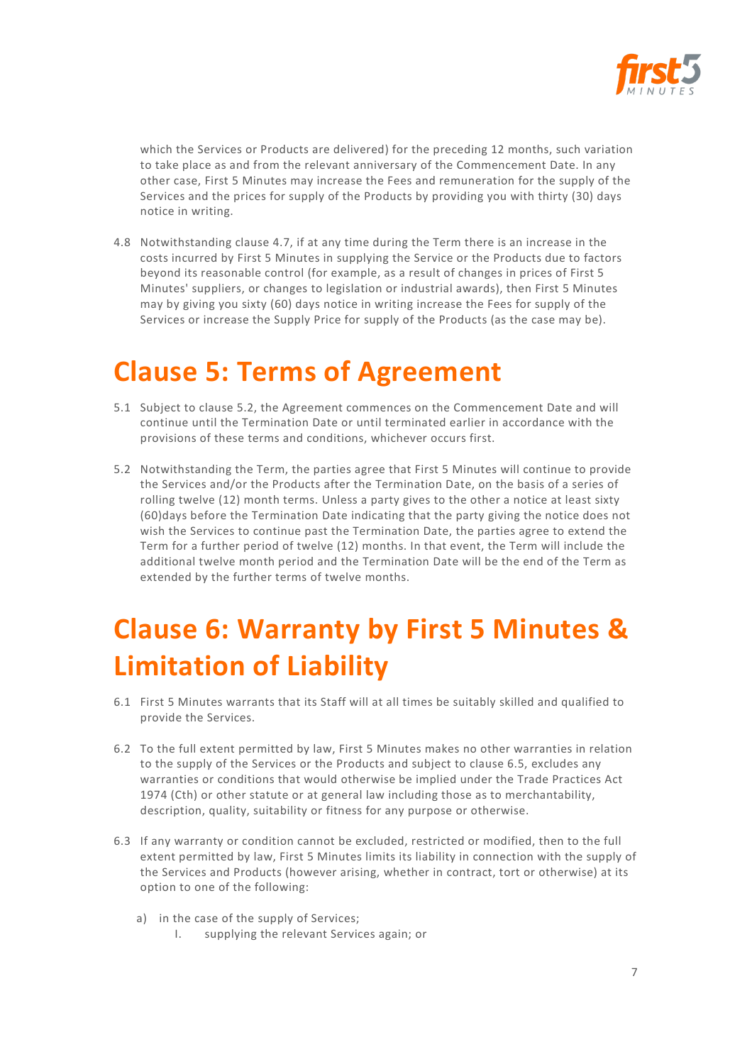which the Services or Products are delivered) for the preceding 12 months, such variation to take place as and from the relevant anniversary of the Commencement Date. In any other case, First 5 Minutes may increase the Fees and remuneration for the supply of the Services and the prices for supply of the Products by providing you with thirty (30) days notice in writing.

4.8 Notwithstanding clause 4.7, if at any time during the Term there is an increase in the costs incurred by First 5 Minutes in supplying the Service or the Products due to factors beyond its reasonable control (for example, as a result of changes in prices of First 5 Minutes' suppliers, or changes to legislation or industrial awards), then First 5 Minutes may by giving you sixty (60) days notice in writing increase the Fees for supply of the Services or increase the Supply Price for supply of the Products (as the case may be).

# Clause 5: Terms of Agreement

5.1 Subject to clause 5.2, the Agreement commences on the Commencement Date and will continue until the Termination Date or until terminated earlier in accordance with the provisions of these terms and conditions, whichever occurs first.

5.2 Notwithstanding the Term, the parties agree that First 5 Minutes will continue to provide the Services and/or the Products after the Termination Date, on the basis of a series of rolling twelve (12) month terms. Unless a party gives to the other a notice at least sixty (60)days before the Termination Date indicating that the party giving the notice does not wish the Services to continue past the Termination Date, the parties agree to extend the Term for a further period of twelve (12) months. In that event, the Term will include the additional twelve month period and the Termination Date will be the end of the Term as extended by the further terms of twelve months.

# Clause 6: Warranty by First 5 Minutes & Limitation of Liability

6.1 First 5 Minutes warrants that its Staff will at all times be suitably skilled and qualified to provide the Services.

6.2 To the full extent permitted by law, First 5 Minutes makes no other warranties in relation to the supply of the Services or the Products and subject to clause 6.5, excludes any warranties or conditions that would otherwise be implied under the Trade Practices Act 1974 (Cth) or other statute or at general law including those as to merchantability, description, quality, suitability or fitness for any purpose or otherwise.

6.3 If any warranty or condition cannot be excluded, restricted or modified, then to the full extent permitted by law, First 5 Minutes limits its liability in connection with the supply of the Services and Products (however arising, whether in contract, tort or otherwise) at its option to one of the following:

a) in the case of the supply of Services;
   I. supplying the relevant Services again; or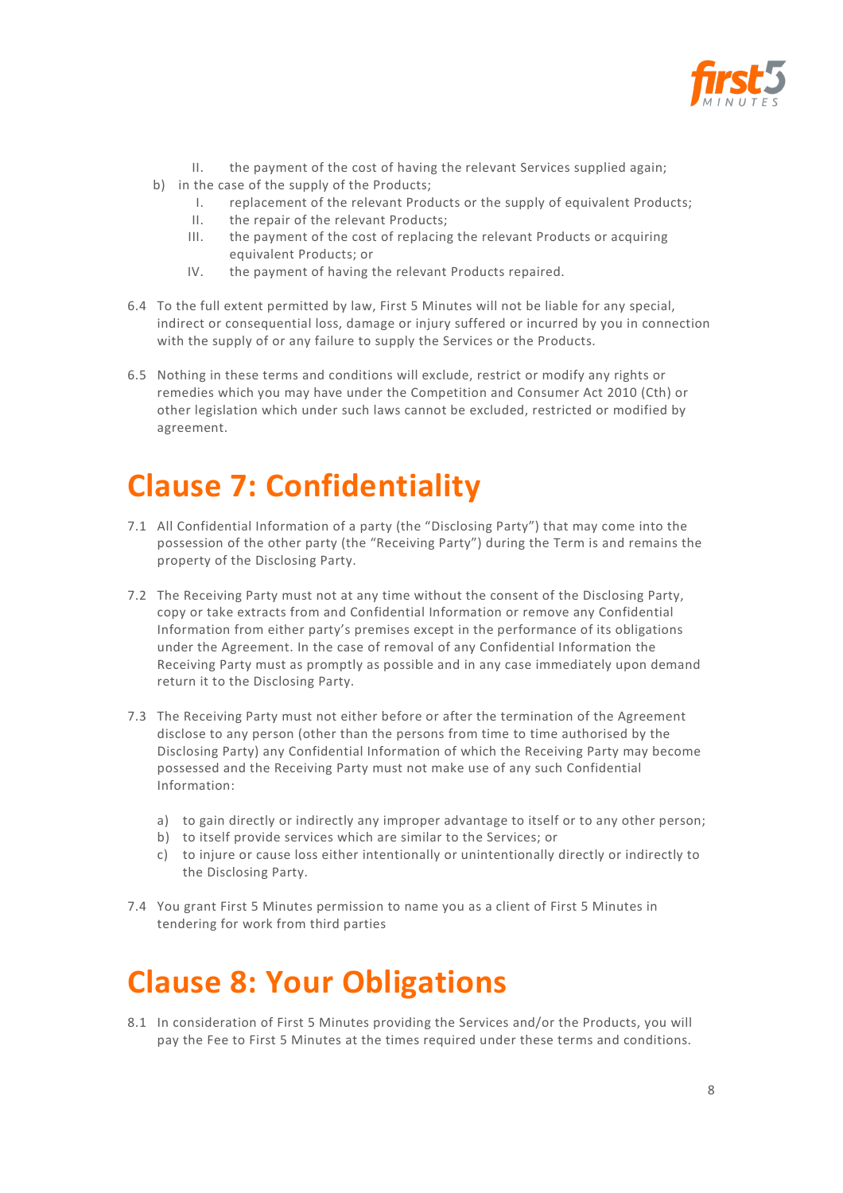II. the payment of the cost of having the relevant Services supplied again;

b) in the case of the supply of the Products;

   I. replacement of the relevant Products or the supply of equivalent Products;
   II. the repair of the relevant Products;
   III. the payment of the cost of replacing the relevant Products or acquiring equivalent Products; or
   IV. the payment of having the relevant Products repaired.

6.4 To the full extent permitted by law, First 5 Minutes will not be liable for any special, indirect or consequential loss, damage or injury suffered or incurred by you in connection with the supply of or any failure to supply the Services or the Products.

6.5 Nothing in these terms and conditions will exclude, restrict or modify any rights or remedies which you may have under the Competition and Consumer Act 2010 (Cth) or other legislation which under such laws cannot be excluded, restricted or modified by agreement.

# Clause 7: Confidentiality

7.1 All Confidential Information of a party (the "Disclosing Party") that may come into the possession of the other party (the "Receiving Party") during the Term is and remains the property of the Disclosing Party.

7.2 The Receiving Party must not at any time without the consent of the Disclosing Party, copy or take extracts from and Confidential Information or remove any Confidential Information from either party's premises except in the performance of its obligations under the Agreement. In the case of removal of any Confidential Information the Receiving Party must as promptly as possible and in any case immediately upon demand return it to the Disclosing Party.

7.3 The Receiving Party must not either before or after the termination of the Agreement disclose to any person (other than the persons from time to time authorised by the Disclosing Party) any Confidential Information of which the Receiving Party may become possessed and the Receiving Party must not make use of any such Confidential Information:

a) to gain directly or indirectly any improper advantage to itself or to any other person;
b) to itself provide services which are similar to the Services; or
c) to injure or cause loss either intentionally or unintentionally directly or indirectly to the Disclosing Party.

7.4 You grant First 5 Minutes permission to name you as a client of First 5 Minutes in tendering for work from third parties

# Clause 8: Your Obligations

8.1 In consideration of First 5 Minutes providing the Services and/or the Products, you will pay the Fee to First 5 Minutes at the times required under these terms and conditions.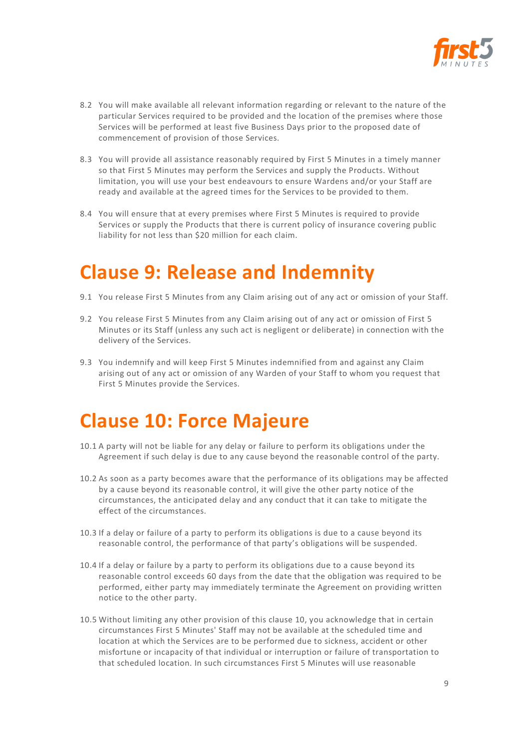8.2 You will make available all relevant information regarding or relevant to the nature of the particular Services required to be provided and the location of the premises where those Services will be performed at least five Business Days prior to the proposed date of commencement of provision of those Services.

8.3 You will provide all assistance reasonably required by First 5 Minutes in a timely manner so that First 5 Minutes may perform the Services and supply the Products. Without limitation, you will use your best endeavours to ensure Wardens and/or your Staff are ready and available at the agreed times for the Services to be provided to them.

8.4 You will ensure that at every premises where First 5 Minutes is required to provide Services or supply the Products that there is current policy of insurance covering public liability for not less than $20 million for each claim.

# Clause 9: Release and Indemnity

9.1 You release First 5 Minutes from any Claim arising out of any act or omission of your Staff.

9.2 You release First 5 Minutes from any Claim arising out of any act or omission of First 5 Minutes or its Staff (unless any such act is negligent or deliberate) in connection with the delivery of the Services.

9.3 You indemnify and will keep First 5 Minutes indemnified from and against any Claim arising out of any act or omission of any Warden of your Staff to whom you request that First 5 Minutes provide the Services.

# Clause 10: Force Majeure

10.1 A party will not be liable for any delay or failure to perform its obligations under the Agreement if such delay is due to any cause beyond the reasonable control of the party.

10.2 As soon as a party becomes aware that the performance of its obligations may be affected by a cause beyond its reasonable control, it will give the other party notice of the circumstances, the anticipated delay and any conduct that it can take to mitigate the effect of the circumstances.

10.3 If a delay or failure of a party to perform its obligations is due to a cause beyond its reasonable control, the performance of that party's obligations will be suspended.

10.4 If a delay or failure by a party to perform its obligations due to a cause beyond its reasonable control exceeds 60 days from the date that the obligation was required to be performed, either party may immediately terminate the Agreement on providing written notice to the other party.

10.5 Without limiting any other provision of this clause 10, you acknowledge that in certain circumstances First 5 Minutes' Staff may not be available at the scheduled time and location at which the Services are to be performed due to sickness, accident or other misfortune or incapacity of that individual or interruption or failure of transportation to that scheduled location. In such circumstances First 5 Minutes will use reasonable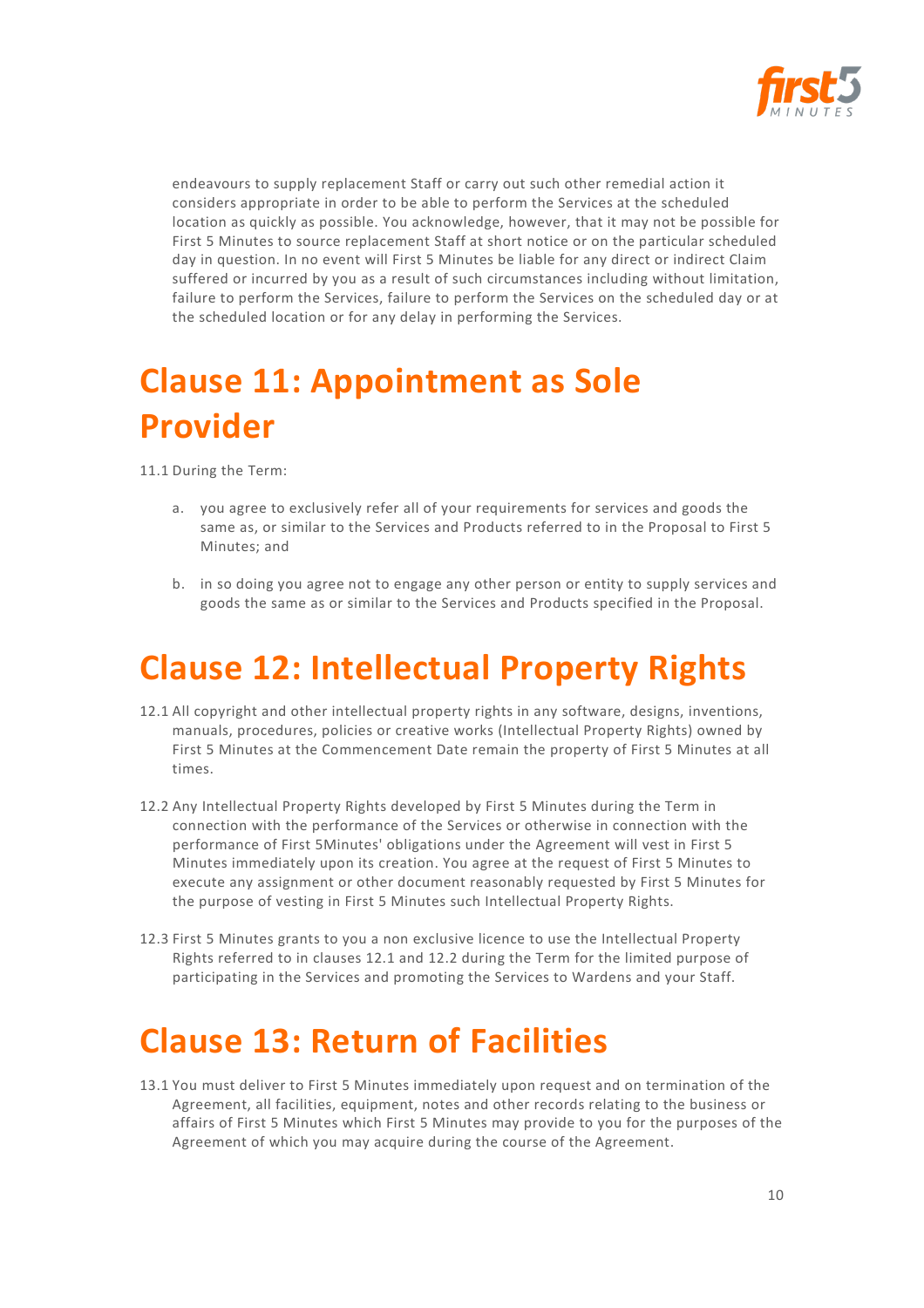endeavours to supply replacement Staff or carry out such other remedial action it considers appropriate in order to be able to perform the Services at the scheduled location as quickly as possible. You acknowledge, however, that it may not be possible for First 5 Minutes to source replacement Staff at short notice or on the particular scheduled day in question. In no event will First 5 Minutes be liable for any direct or indirect Claim suffered or incurred by you as a result of such circumstances including without limitation, failure to perform the Services, failure to perform the Services on the scheduled day or at the scheduled location or for any delay in performing the Services.

# Clause 11: Appointment as Sole Provider

11.1 During the Term:

a. you agree to exclusively refer all of your requirements for services and goods the same as, or similar to the Services and Products referred to in the Proposal to First 5 Minutes; and

b. in so doing you agree not to engage any other person or entity to supply services and goods the same as or similar to the Services and Products specified in the Proposal.

# Clause 12: Intellectual Property Rights

12.1 All copyright and other intellectual property rights in any software, designs, inventions, manuals, procedures, policies or creative works (Intellectual Property Rights) owned by First 5 Minutes at the Commencement Date remain the property of First 5 Minutes at all times.

12.2 Any Intellectual Property Rights developed by First 5 Minutes during the Term in connection with the performance of the Services or otherwise in connection with the performance of First 5Minutes' obligations under the Agreement will vest in First 5 Minutes immediately upon its creation. You agree at the request of First 5 Minutes to execute any assignment or other document reasonably requested by First 5 Minutes for the purpose of vesting in First 5 Minutes such Intellectual Property Rights.

12.3 First 5 Minutes grants to you a non exclusive licence to use the Intellectual Property Rights referred to in clauses 12.1 and 12.2 during the Term for the limited purpose of participating in the Services and promoting the Services to Wardens and your Staff.

# Clause 13: Return of Facilities

13.1 You must deliver to First 5 Minutes immediately upon request and on termination of the Agreement, all facilities, equipment, notes and other records relating to the business or affairs of First 5 Minutes which First 5 Minutes may provide to you for the purposes of the Agreement of which you may acquire during the course of the Agreement.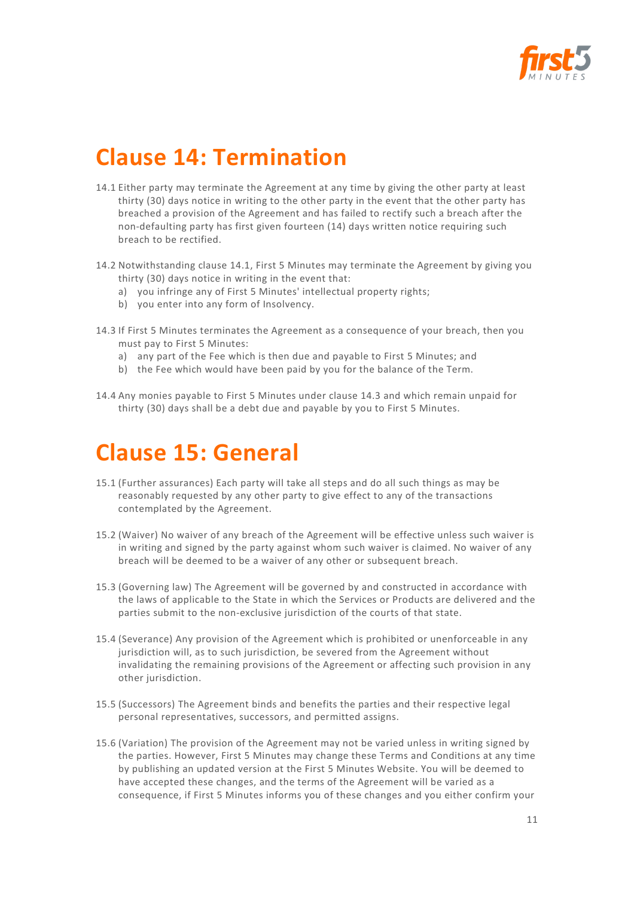# Clause 14: Termination

14.1 Either party may terminate the Agreement at any time by giving the other party at least thirty (30) days notice in writing to the other party in the event that the other party has breached a provision of the Agreement and has failed to rectify such a breach after the non-defaulting party has first given fourteen (14) days written notice requiring such breach to be rectified.

14.2 Notwithstanding clause 14.1, First 5 Minutes may terminate the Agreement by giving you thirty (30) days notice in writing in the event that:

a) you infringe any of First 5 Minutes' intellectual property rights;

b) you enter into any form of Insolvency.

14.3 If First 5 Minutes terminates the Agreement as a consequence of your breach, then you must pay to First 5 Minutes:

a) any part of the Fee which is then due and payable to First 5 Minutes; and

b) the Fee which would have been paid by you for the balance of the Term.

14.4 Any monies payable to First 5 Minutes under clause 14.3 and which remain unpaid for thirty (30) days shall be a debt due and payable by you to First 5 Minutes.

# Clause 15: General

15.1 (Further assurances) Each party will take all steps and do all such things as may be reasonably requested by any other party to give effect to any of the transactions contemplated by the Agreement.

15.2 (Waiver) No waiver of any breach of the Agreement will be effective unless such waiver is in writing and signed by the party against whom such waiver is claimed. No waiver of any breach will be deemed to be a waiver of any other or subsequent breach.

15.3 (Governing law) The Agreement will be governed by and constructed in accordance with the laws of applicable to the State in which the Services or Products are delivered and the parties submit to the non-exclusive jurisdiction of the courts of that state.

15.4 (Severance) Any provision of the Agreement which is prohibited or unenforceable in any jurisdiction will, as to such jurisdiction, be severed from the Agreement without invalidating the remaining provisions of the Agreement or affecting such provision in any other jurisdiction.

15.5 (Successors) The Agreement binds and benefits the parties and their respective legal personal representatives, successors, and permitted assigns.

15.6 (Variation) The provision of the Agreement may not be varied unless in writing signed by the parties. However, First 5 Minutes may change these Terms and Conditions at any time by publishing an updated version at the First 5 Minutes Website. You will be deemed to have accepted these changes, and the terms of the Agreement will be varied as a consequence, if First 5 Minutes informs you of these changes and you either confirm your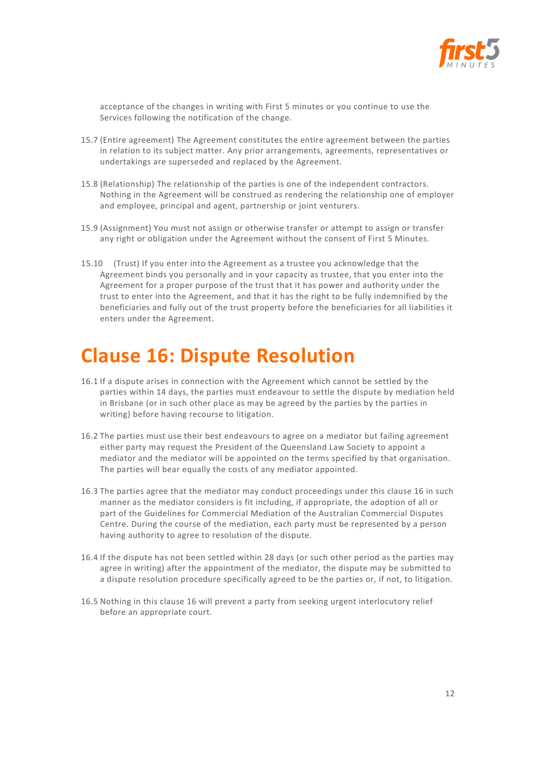acceptance of the changes in writing with First 5 minutes or you continue to use the Services following the notification of the change.

15.7 (Entire agreement) The Agreement constitutes the entire agreement between the parties in relation to its subject matter. Any prior arrangements, agreements, representatives or undertakings are superseded and replaced by the Agreement.

15.8 (Relationship) The relationship of the parties is one of the independent contractors. Nothing in the Agreement will be construed as rendering the relationship one of employer and employee, principal and agent, partnership or joint venturers.

15.9 (Assignment) You must not assign or otherwise transfer or attempt to assign or transfer any right or obligation under the Agreement without the consent of First 5 Minutes.

15.10 (Trust) If you enter into the Agreement as a trustee you acknowledge that the Agreement binds you personally and in your capacity as trustee, that you enter into the Agreement for a proper purpose of the trust that it has power and authority under the trust to enter into the Agreement, and that it has the right to be fully indemnified by the beneficiaries and fully out of the trust property before the beneficiaries for all liabilities it enters under the Agreement.

# Clause 16: Dispute Resolution

16.1 If a dispute arises in connection with the Agreement which cannot be settled by the parties within 14 days, the parties must endeavour to settle the dispute by mediation held in Brisbane (or in such other place as may be agreed by the parties by the parties in writing) before having recourse to litigation.

16.2 The parties must use their best endeavours to agree on a mediator but failing agreement either party may request the President of the Queensland Law Society to appoint a mediator and the mediator will be appointed on the terms specified by that organisation. The parties will bear equally the costs of any mediator appointed.

16.3 The parties agree that the mediator may conduct proceedings under this clause 16 in such manner as the mediator considers is fit including, if appropriate, the adoption of all or part of the Guidelines for Commercial Mediation of the Australian Commercial Disputes Centre. During the course of the mediation, each party must be represented by a person having authority to agree to resolution of the dispute.

16.4 If the dispute has not been settled within 28 days (or such other period as the parties may agree in writing) after the appointment of the mediator, the dispute may be submitted to a dispute resolution procedure specifically agreed to be the parties or, if not, to litigation.

16.5 Nothing in this clause 16 will prevent a party from seeking urgent interlocutory relief before an appropriate court.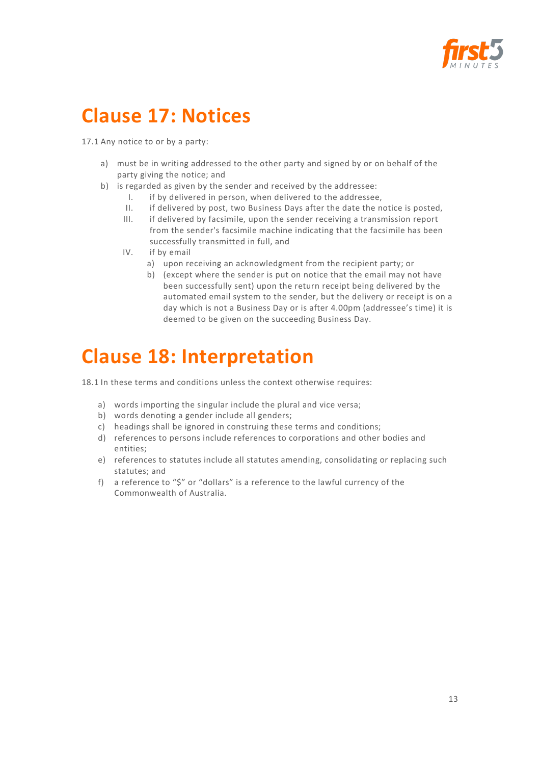# Clause 17: Notices

17.1 Any notice to or by a party:

a) must be in writing addressed to the other party and signed by or on behalf of the party giving the notice; and
b) is regarded as given by the sender and received by the addressee:
   I. if by delivered in person, when delivered to the addressee,
   II. if delivered by post, two Business Days after the date the notice is posted,
   III. if delivered by facsimile, upon the sender receiving a transmission report from the sender's facsimile machine indicating that the facsimile has been successfully transmitted in full, and
   IV. if by email
      a) upon receiving an acknowledgment from the recipient party; or
      b) (except where the sender is put on notice that the email may not have been successfully sent) upon the return receipt being delivered by the automated email system to the sender, but the delivery or receipt is on a day which is not a Business Day or is after 4.00pm (addressee's time) it is deemed to be given on the succeeding Business Day.

# Clause 18: Interpretation

18.1 In these terms and conditions unless the context otherwise requires:

a) words importing the singular include the plural and vice versa;
b) words denoting a gender include all genders;
c) headings shall be ignored in construing these terms and conditions;
d) references to persons include references to corporations and other bodies and entities;
e) references to statutes include all statutes amending, consolidating or replacing such statutes; and
f) a reference to "$" or "dollars" is a reference to the lawful currency of the Commonwealth of Australia.